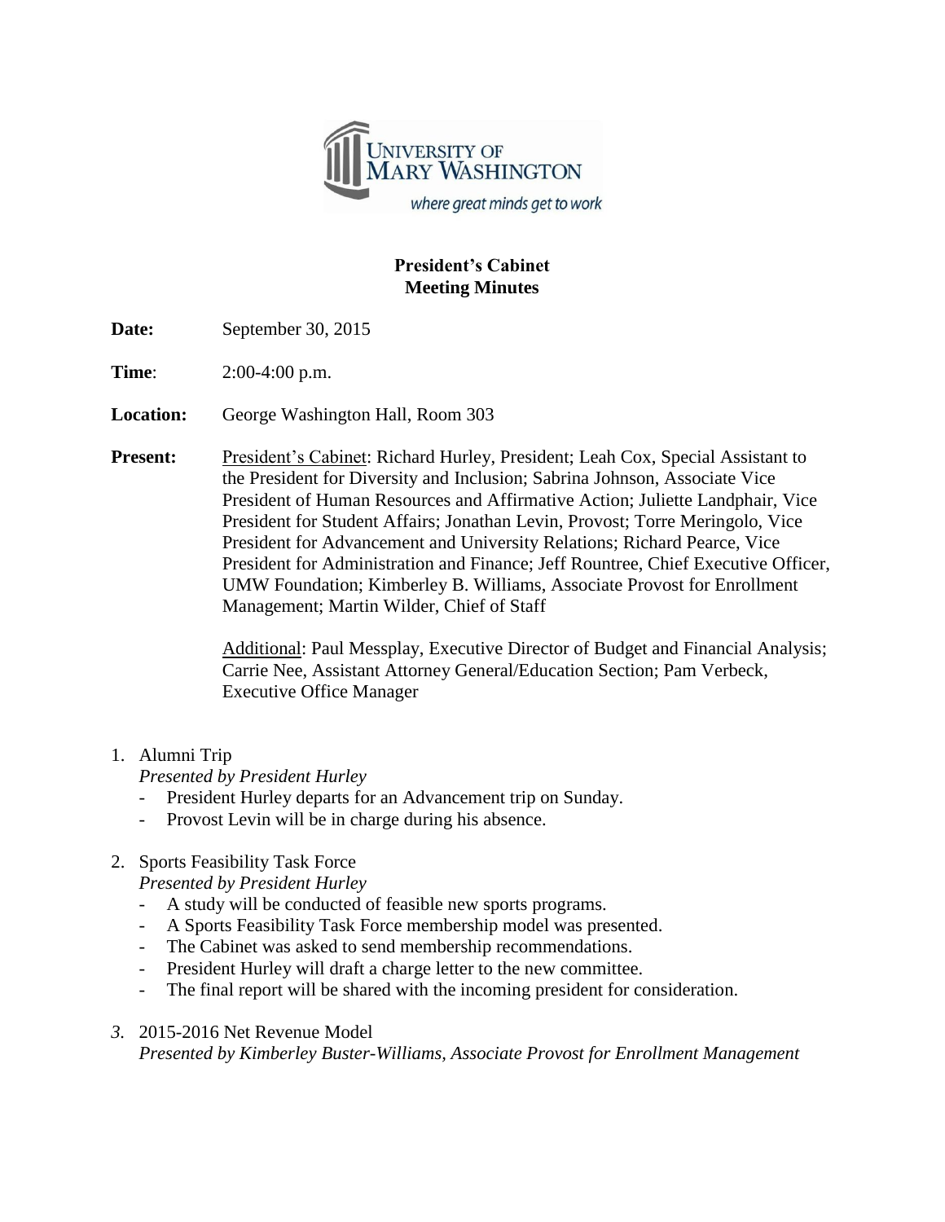# President's Cabinet
## Meeting Minutes

**Date:** September 30, 2015

**Time**: 2:00-4:00 p.m.

**Location:** George Washington Hall, Room 303

**Present:** President's Cabinet: Richard Hurley, President; Leah Cox, Special Assistant to the President for Diversity and Inclusion; Sabrina Johnson, Associate Vice President of Human Resources and Affirmative Action; Juliette Landphair, Vice President for Student Affairs; Jonathan Levin, Provost; Torre Meringolo, Vice President for Advancement and University Relations; Richard Pearce, Vice President for Administration and Finance; Jeff Rountree, Chief Executive Officer, UMW Foundation; Kimberley B. Williams, Associate Provost for Enrollment Management; Martin Wilder, Chief of Staff

Additional: Paul Messplay, Executive Director of Budget and Financial Analysis; Carrie Nee, Assistant Attorney General/Education Section; Pam Verbeck, Executive Office Manager

1. Alumni Trip
   *Presented by President Hurley*
   - President Hurley departs for an Advancement trip on Sunday.
   - Provost Levin will be in charge during his absence.

2. Sports Feasibility Task Force
   *Presented by President Hurley*
   - A study will be conducted of feasible new sports programs.
   - A Sports Feasibility Task Force membership model was presented.
   - The Cabinet was asked to send membership recommendations.
   - President Hurley will draft a charge letter to the new committee.
   - The final report will be shared with the incoming president for consideration.

3. 2015-2016 Net Revenue Model
   *Presented by Kimberley Buster-Williams, Associate Provost for Enrollment Management*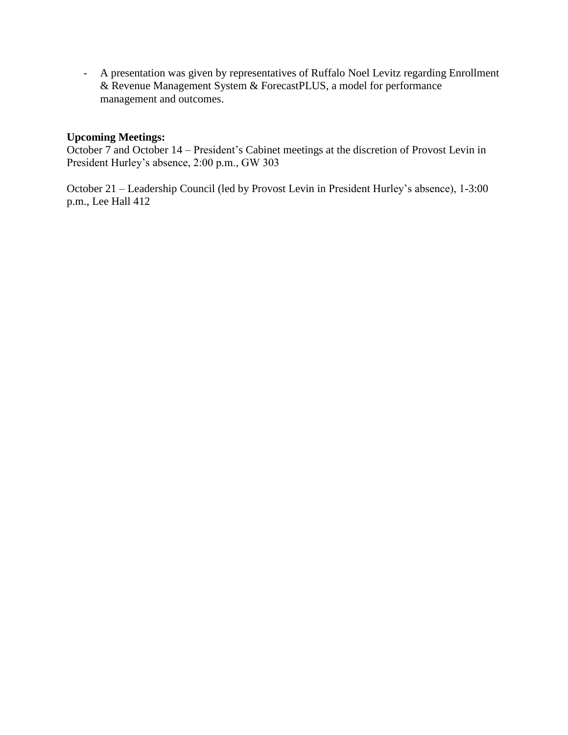- A presentation was given by representatives of Ruffalo Noel Levitz regarding Enrollment & Revenue Management System & ForecastPLUS, a model for performance management and outcomes.

**Upcoming Meetings:**

October 7 and October 14 – President's Cabinet meetings at the discretion of Provost Levin in President Hurley's absence, 2:00 p.m., GW 303

October 21 – Leadership Council (led by Provost Levin in President Hurley's absence), 1-3:00 p.m., Lee Hall 412